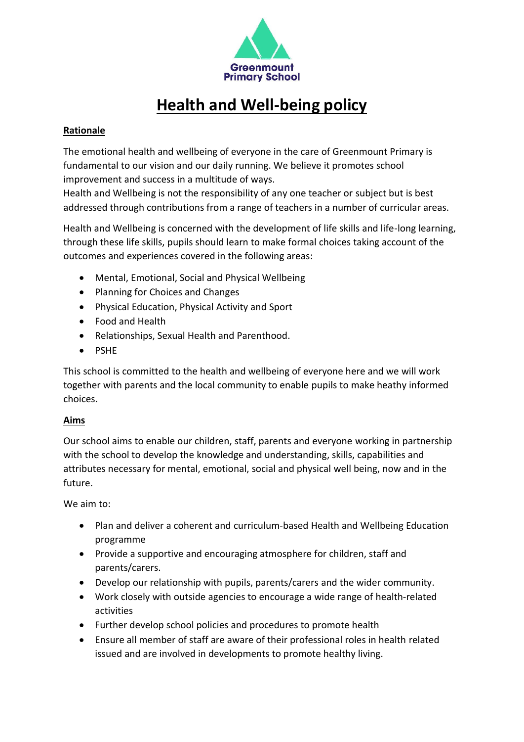Greenmount Primary School

# Health and Well-being policy

## Rationale

The emotional health and wellbeing of everyone in the care of Greenmount Primary is fundamental to our vision and our daily running. We believe it promotes school improvement and success in a multitude of ways.
Health and Wellbeing is not the responsibility of any one teacher or subject but is best addressed through contributions from a range of teachers in a number of curricular areas.

Health and Wellbeing is concerned with the development of life skills and life-long learning, through these life skills, pupils should learn to make formal choices taking account of the outcomes and experiences covered in the following areas:

- Mental, Emotional, Social and Physical Wellbeing
- Planning for Choices and Changes
- Physical Education, Physical Activity and Sport
- Food and Health
- Relationships, Sexual Health and Parenthood.
- PSHE

This school is committed to the health and wellbeing of everyone here and we will work together with parents and the local community to enable pupils to make heathy informed choices.

## Aims

Our school aims to enable our children, staff, parents and everyone working in partnership with the school to develop the knowledge and understanding, skills, capabilities and attributes necessary for mental, emotional, social and physical well being, now and in the future.

We aim to:

- Plan and deliver a coherent and curriculum-based Health and Wellbeing Education programme
- Provide a supportive and encouraging atmosphere for children, staff and parents/carers.
- Develop our relationship with pupils, parents/carers and the wider community.
- Work closely with outside agencies to encourage a wide range of health-related activities
- Further develop school policies and procedures to promote health
- Ensure all member of staff are aware of their professional roles in health related issued and are involved in developments to promote healthy living.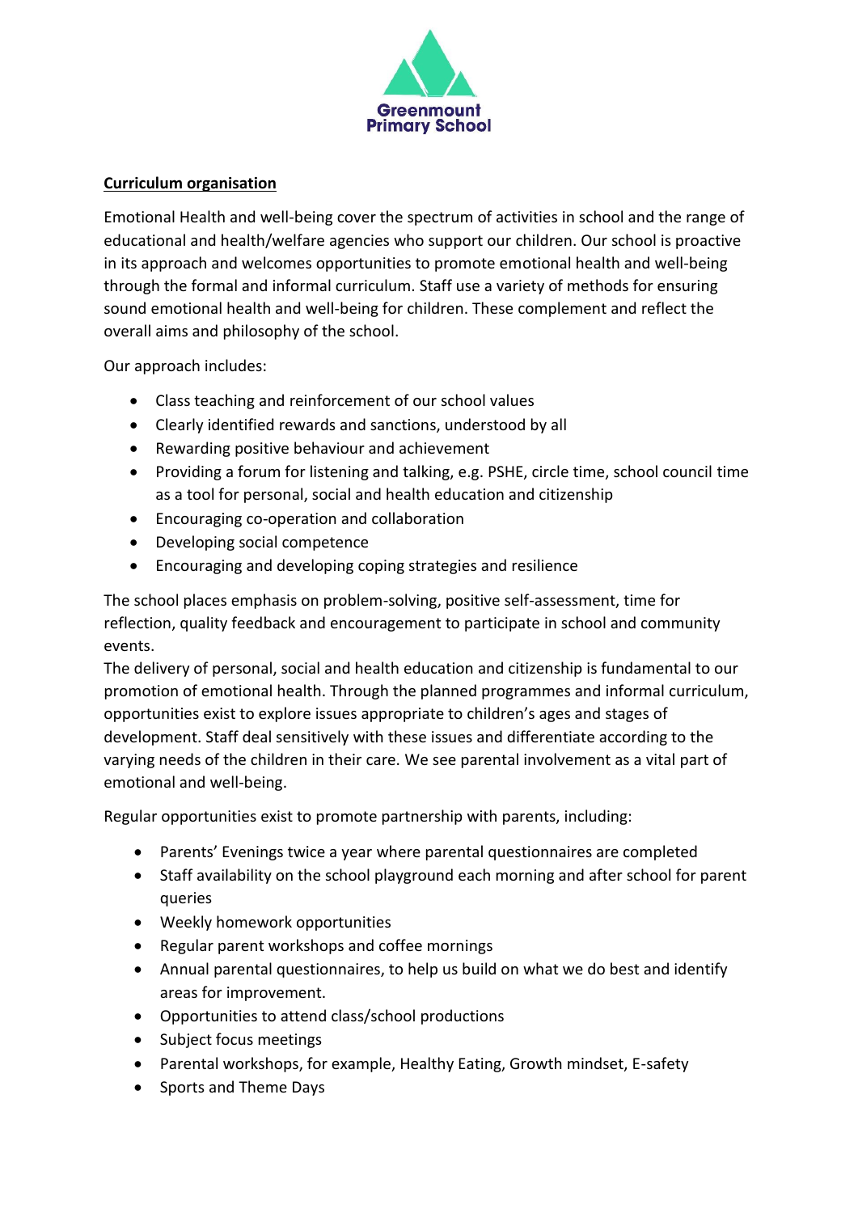**Curriculum organisation**

Emotional Health and well-being cover the spectrum of activities in school and the range of educational and health/welfare agencies who support our children. Our school is proactive in its approach and welcomes opportunities to promote emotional health and well-being through the formal and informal curriculum. Staff use a variety of methods for ensuring sound emotional health and well-being for children. These complement and reflect the overall aims and philosophy of the school.

Our approach includes:

- Class teaching and reinforcement of our school values
- Clearly identified rewards and sanctions, understood by all
- Rewarding positive behaviour and achievement
- Providing a forum for listening and talking, e.g. PSHE, circle time, school council time as a tool for personal, social and health education and citizenship
- Encouraging co-operation and collaboration
- Developing social competence
- Encouraging and developing coping strategies and resilience

The school places emphasis on problem-solving, positive self-assessment, time for reflection, quality feedback and encouragement to participate in school and community events.

The delivery of personal, social and health education and citizenship is fundamental to our promotion of emotional health. Through the planned programmes and informal curriculum, opportunities exist to explore issues appropriate to children's ages and stages of development. Staff deal sensitively with these issues and differentiate according to the varying needs of the children in their care. We see parental involvement as a vital part of emotional and well-being.

Regular opportunities exist to promote partnership with parents, including:

- Parents' Evenings twice a year where parental questionnaires are completed
- Staff availability on the school playground each morning and after school for parent queries
- Weekly homework opportunities
- Regular parent workshops and coffee mornings
- Annual parental questionnaires, to help us build on what we do best and identify areas for improvement.
- Opportunities to attend class/school productions
- Subject focus meetings
- Parental workshops, for example, Healthy Eating, Growth mindset, E-safety
- Sports and Theme Days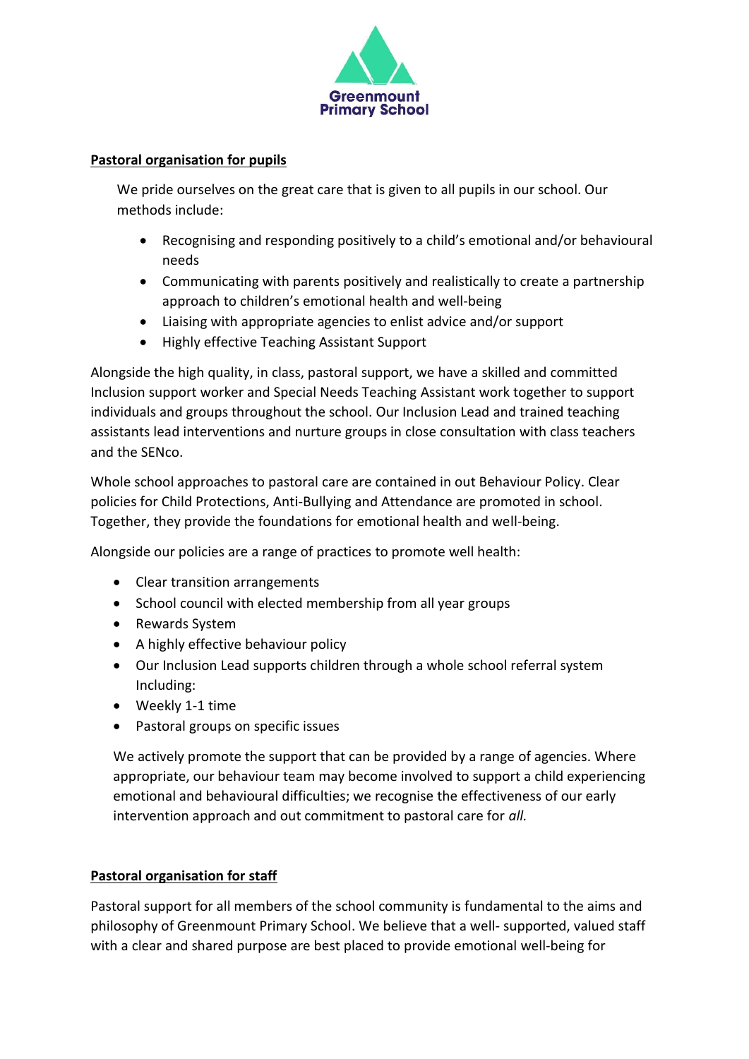**Greenmount Primary School**

**Pastoral organisation for pupils**

We pride ourselves on the great care that is given to all pupils in our school. Our methods include:

- Recognising and responding positively to a child's emotional and/or behavioural needs
- Communicating with parents positively and realistically to create a partnership approach to children's emotional health and well-being
- Liaising with appropriate agencies to enlist advice and/or support
- Highly effective Teaching Assistant Support

Alongside the high quality, in class, pastoral support, we have a skilled and committed Inclusion support worker and Special Needs Teaching Assistant work together to support individuals and groups throughout the school. Our Inclusion Lead and trained teaching assistants lead interventions and nurture groups in close consultation with class teachers and the SENco.

Whole school approaches to pastoral care are contained in out Behaviour Policy. Clear policies for Child Protections, Anti-Bullying and Attendance are promoted in school. Together, they provide the foundations for emotional health and well-being.

Alongside our policies are a range of practices to promote well health:

- Clear transition arrangements
- School council with elected membership from all year groups
- Rewards System
- A highly effective behaviour policy
- Our Inclusion Lead supports children through a whole school referral system Including:
- Weekly 1-1 time
- Pastoral groups on specific issues

We actively promote the support that can be provided by a range of agencies. Where appropriate, our behaviour team may become involved to support a child experiencing emotional and behavioural difficulties; we recognise the effectiveness of our early intervention approach and out commitment to pastoral care for *all.*

**Pastoral organisation for staff**

Pastoral support for all members of the school community is fundamental to the aims and philosophy of Greenmount Primary School. We believe that a well- supported, valued staff with a clear and shared purpose are best placed to provide emotional well-being for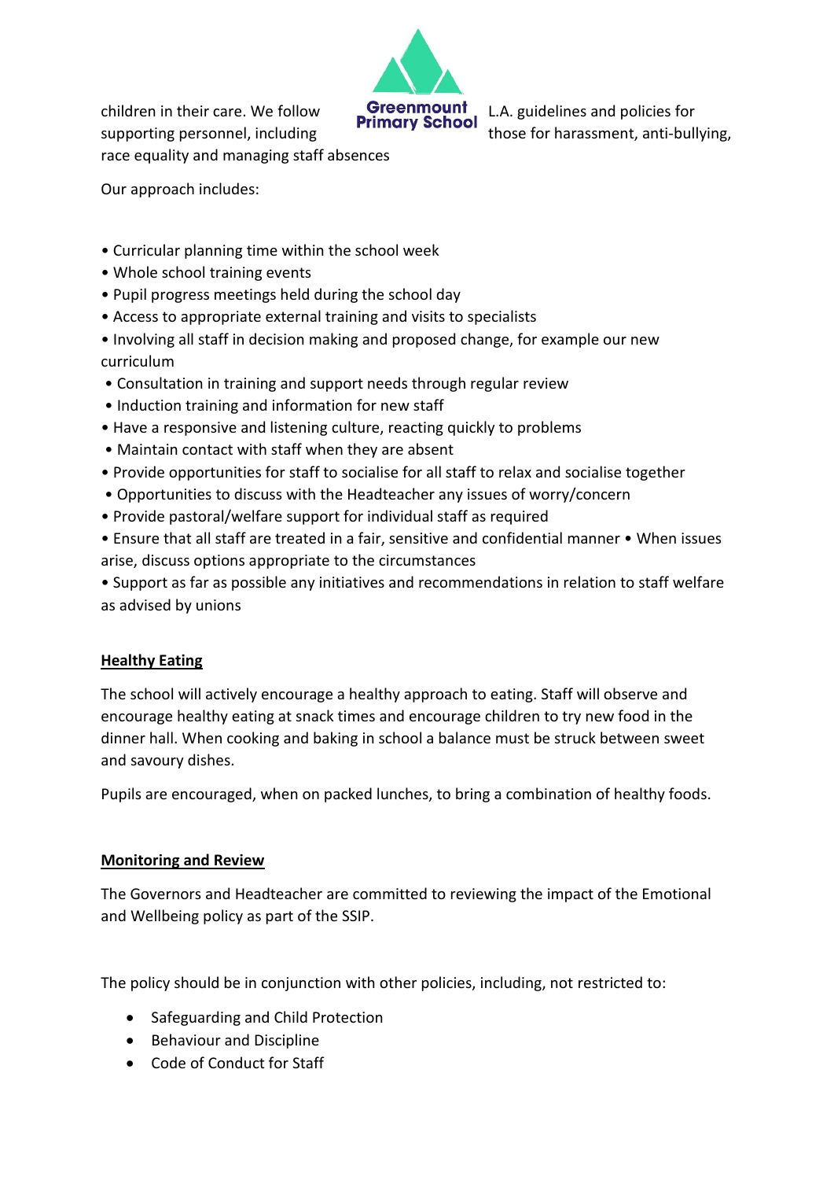children in their care. We follow L.A. guidelines and policies for supporting personnel, including those for harassment, anti-bullying, race equality and managing staff absences

Our approach includes:

- Curricular planning time within the school week
- Whole school training events
- Pupil progress meetings held during the school day
- Access to appropriate external training and visits to specialists
- Involving all staff in decision making and proposed change, for example our new curriculum
- Consultation in training and support needs through regular review
- Induction training and information for new staff
- Have a responsive and listening culture, reacting quickly to problems
- Maintain contact with staff when they are absent
- Provide opportunities for staff to socialise for all staff to relax and socialise together
- Opportunities to discuss with the Headteacher any issues of worry/concern
- Provide pastoral/welfare support for individual staff as required
- Ensure that all staff are treated in a fair, sensitive and confidential manner
- When issues arise, discuss options appropriate to the circumstances
- Support as far as possible any initiatives and recommendations in relation to staff welfare as advised by unions

## Healthy Eating

The school will actively encourage a healthy approach to eating. Staff will observe and encourage healthy eating at snack times and encourage children to try new food in the dinner hall. When cooking and baking in school a balance must be struck between sweet and savoury dishes.

Pupils are encouraged, when on packed lunches, to bring a combination of healthy foods.

## Monitoring and Review

The Governors and Headteacher are committed to reviewing the impact of the Emotional and Wellbeing policy as part of the SSIP.

The policy should be in conjunction with other policies, including, not restricted to:

- Safeguarding and Child Protection
- Behaviour and Discipline
- Code of Conduct for Staff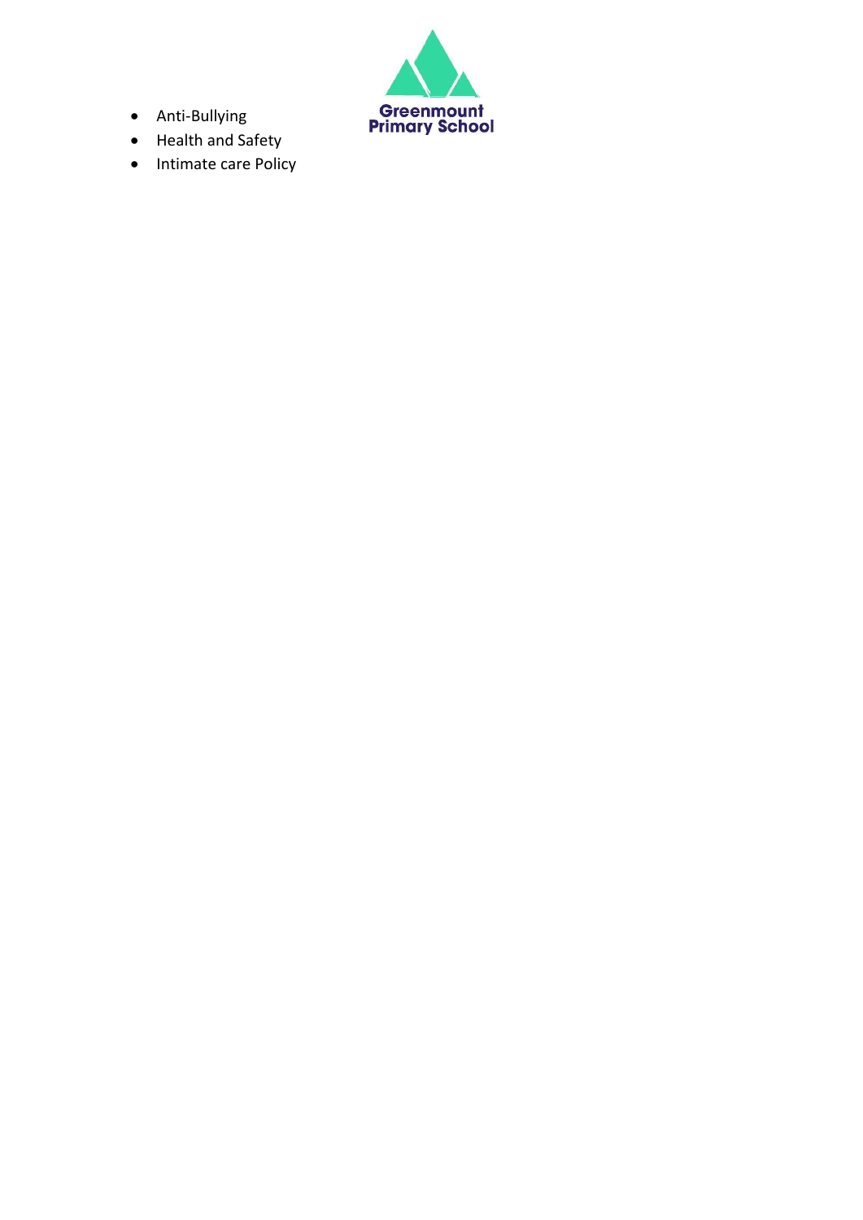- Anti-Bullying
- Health and Safety
- Intimate care Policy